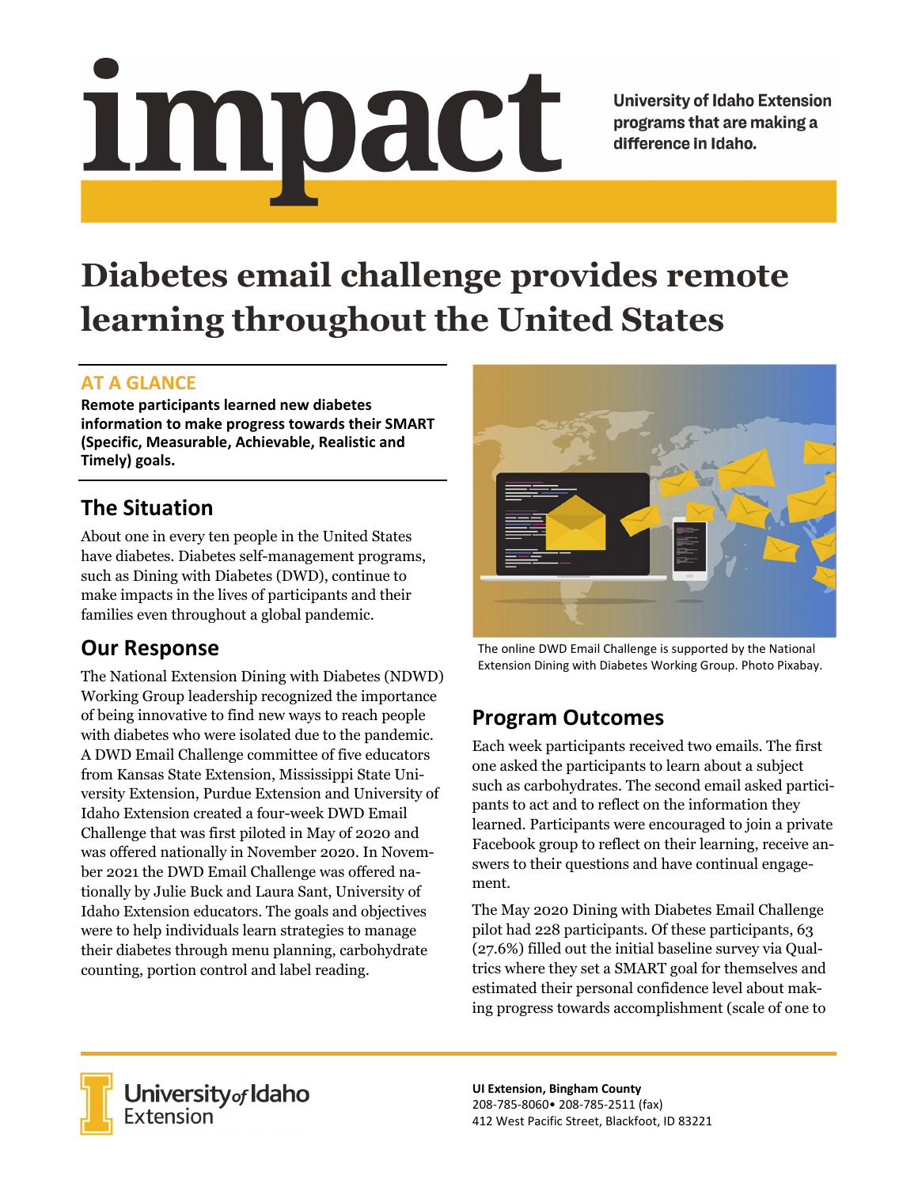# impact

University of Idaho Extension programs that are making a difference in Idaho.

# Diabetes email challenge provides remote learning throughout the United States

## AT A GLANCE

**Remote participants learned new diabetes information to make progress towards their SMART (Specific, Measurable, Achievable, Realistic and Timely) goals.**

## The Situation

About one in every ten people in the United States have diabetes. Diabetes self-management programs, such as Dining with Diabetes (DWD), continue to make impacts in the lives of participants and their families even throughout a global pandemic.

## Our Response

The National Extension Dining with Diabetes (NDWD) Working Group leadership recognized the importance of being innovative to find new ways to reach people with diabetes who were isolated due to the pandemic. A DWD Email Challenge committee of five educators from Kansas State Extension, Mississippi State University Extension, Purdue Extension and University of Idaho Extension created a four-week DWD Email Challenge that was first piloted in May of 2020 and was offered nationally in November 2020. In November 2021 the DWD Email Challenge was offered nationally by Julie Buck and Laura Sant, University of Idaho Extension educators. The goals and objectives were to help individuals learn strategies to manage their diabetes through menu planning, carbohydrate counting, portion control and label reading.

The online DWD Email Challenge is supported by the National Extension Dining with Diabetes Working Group. Photo Pixabay.

## Program Outcomes

Each week participants received two emails. The first one asked the participants to learn about a subject such as carbohydrates. The second email asked participants to act and to reflect on the information they learned. Participants were encouraged to join a private Facebook group to reflect on their learning, receive answers to their questions and have continual engagement.

The May 2020 Dining with Diabetes Email Challenge pilot had 228 participants. Of these participants, 63 (27.6%) filled out the initial baseline survey via Qualtrics where they set a SMART goal for themselves and estimated their personal confidence level about making progress towards accomplishment (scale of one to

UI Extension, Bingham County
208-785-8060• 208-785-2511 (fax)
412 West Pacific Street, Blackfoot, ID 83221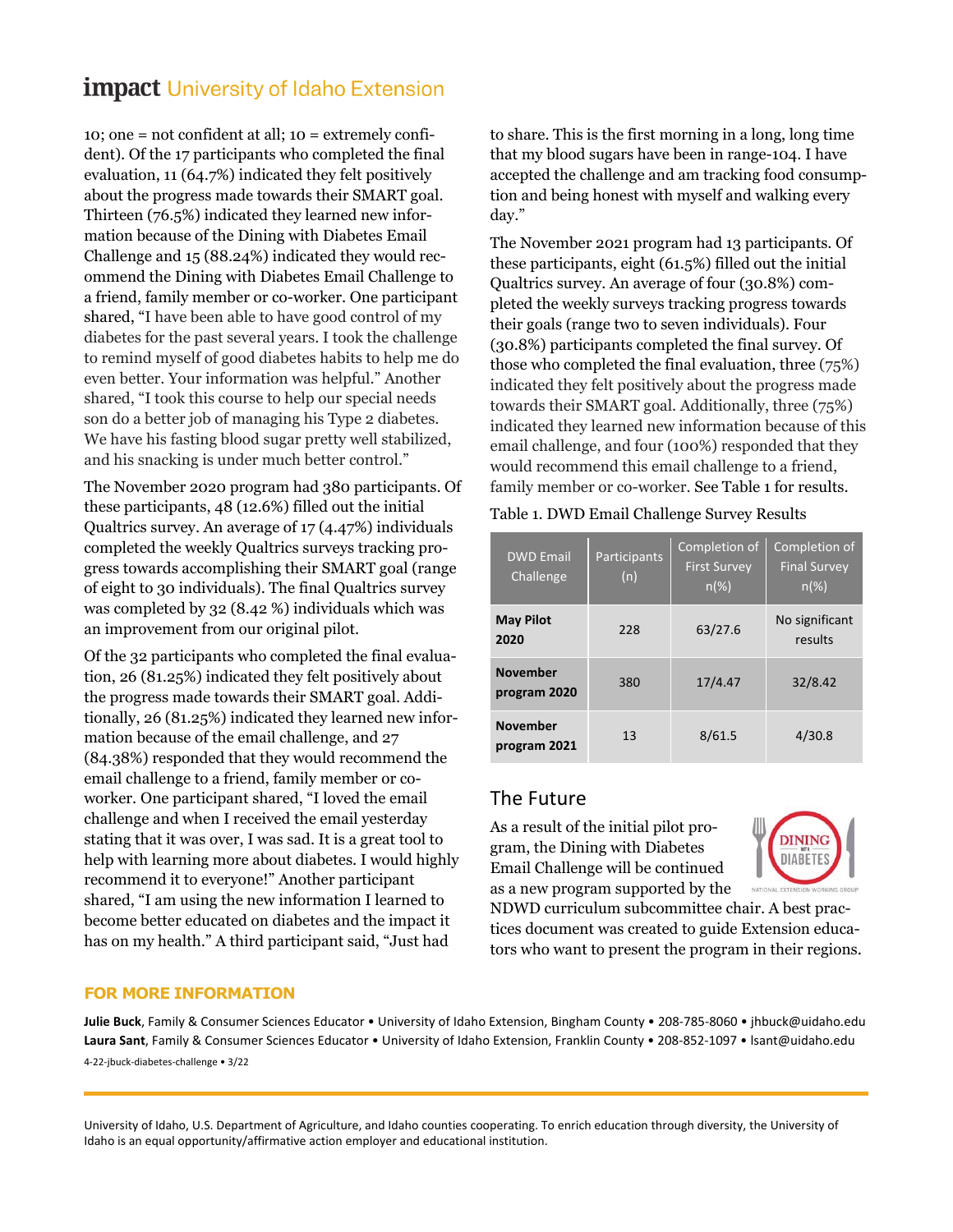10; one = not confident at all; 10 = extremely confident). Of the 17 participants who completed the final evaluation, 11 (64.7%) indicated they felt positively about the progress made towards their SMART goal. Thirteen (76.5%) indicated they learned new information because of the Dining with Diabetes Email Challenge and 15 (88.24%) indicated they would recommend the Dining with Diabetes Email Challenge to a friend, family member or co-worker. One participant shared, "I have been able to have good control of my diabetes for the past several years. I took the challenge to remind myself of good diabetes habits to help me do even better. Your information was helpful." Another shared, "I took this course to help our special needs son do a better job of managing his Type 2 diabetes. We have his fasting blood sugar pretty well stabilized, and his snacking is under much better control."

The November 2020 program had 380 participants. Of these participants, 48 (12.6%) filled out the initial Qualtrics survey. An average of 17 (4.47%) individuals completed the weekly Qualtrics surveys tracking progress towards accomplishing their SMART goal (range of eight to 30 individuals). The final Qualtrics survey was completed by 32 (8.42 %) individuals which was an improvement from our original pilot.

Of the 32 participants who completed the final evaluation, 26 (81.25%) indicated they felt positively about the progress made towards their SMART goal. Additionally, 26 (81.25%) indicated they learned new information because of the email challenge, and 27 (84.38%) responded that they would recommend the email challenge to a friend, family member or co-worker. One participant shared, "I loved the email challenge and when I received the email yesterday stating that it was over, I was sad. It is a great tool to help with learning more about diabetes. I would highly recommend it to everyone!" Another participant shared, "I am using the new information I learned to become better educated on diabetes and the impact it has on my health." A third participant said, "Just had to share. This is the first morning in a long, long time that my blood sugars have been in range-104. I have accepted the challenge and am tracking food consumption and being honest with myself and walking every day."

The November 2021 program had 13 participants. Of these participants, eight (61.5%) filled out the initial Qualtrics survey. An average of four (30.8%) completed the weekly surveys tracking progress towards their goals (range two to seven individuals). Four (30.8%) participants completed the final survey. Of those who completed the final evaluation, three (75%) indicated they felt positively about the progress made towards their SMART goal. Additionally, three (75%) indicated they learned new information because of this email challenge, and four (100%) responded that they would recommend this email challenge to a friend, family member or co-worker. See Table 1 for results.

Table 1. DWD Email Challenge Survey Results

| DWD Email Challenge | Participants (n) | Completion of First Survey n(%) | Completion of Final Survey n(%) |
|---|---|---|---|
| **May Pilot 2020** | 228 | 63/27.6 | No significant results |
| **November program 2020** | 380 | 17/4.47 | 32/8.42 |
| **November program 2021** | 13 | 8/61.5 | 4/30.8 |

## The Future

As a result of the initial pilot program, the Dining with Diabetes Email Challenge will be continued as a new program supported by the NDWD curriculum subcommittee chair. A best practices document was created to guide Extension educators who want to present the program in their regions.

DINING WITH DIABETES
NATIONAL EXTENSION WORKING GROUP

### FOR MORE INFORMATION

**Julie Buck**, Family & Consumer Sciences Educator • University of Idaho Extension, Bingham County • 208-785-8060 • jhbuck@uidaho.edu
**Laura Sant**, Family & Consumer Sciences Educator • University of Idaho Extension, Franklin County • 208-852-1097 • lsant@uidaho.edu

4-22-jbuck-diabetes-challenge • 3/22

University of Idaho, U.S. Department of Agriculture, and Idaho counties cooperating. To enrich education through diversity, the University of Idaho is an equal opportunity/affirmative action employer and educational institution.